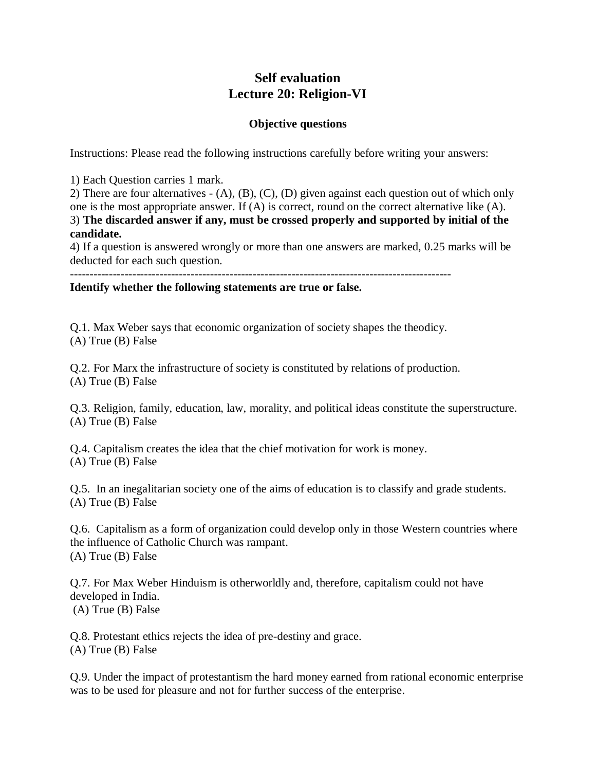# Self evaluation
# Lecture 20: Religion-VI

### Objective questions

Instructions: Please read the following instructions carefully before writing your answers:

1) Each Question carries 1 mark.
2) There are four alternatives - (A), (B), (C), (D) given against each question out of which only one is the most appropriate answer. If (A) is correct, round on the correct alternative like (A).
3) **The discarded answer if any, must be crossed properly and supported by initial of the candidate.**
4) If a question is answered wrongly or more than one answers are marked, 0.25 marks will be deducted for each such question.

---

**Identify whether the following statements are true or false.**

Q.1. Max Weber says that economic organization of society shapes the theodicy.
(A) True (B) False

Q.2. For Marx the infrastructure of society is constituted by relations of production.
(A) True (B) False

Q.3. Religion, family, education, law, morality, and political ideas constitute the superstructure.
(A) True (B) False

Q.4. Capitalism creates the idea that the chief motivation for work is money.
(A) True (B) False

Q.5. In an inegalitarian society one of the aims of education is to classify and grade students.
(A) True (B) False

Q.6. Capitalism as a form of organization could develop only in those Western countries where the influence of Catholic Church was rampant.
(A) True (B) False

Q.7. For Max Weber Hinduism is otherworldly and, therefore, capitalism could not have developed in India.
(A) True (B) False

Q.8. Protestant ethics rejects the idea of pre-destiny and grace.
(A) True (B) False

Q.9. Under the impact of protestantism the hard money earned from rational economic enterprise was to be used for pleasure and not for further success of the enterprise.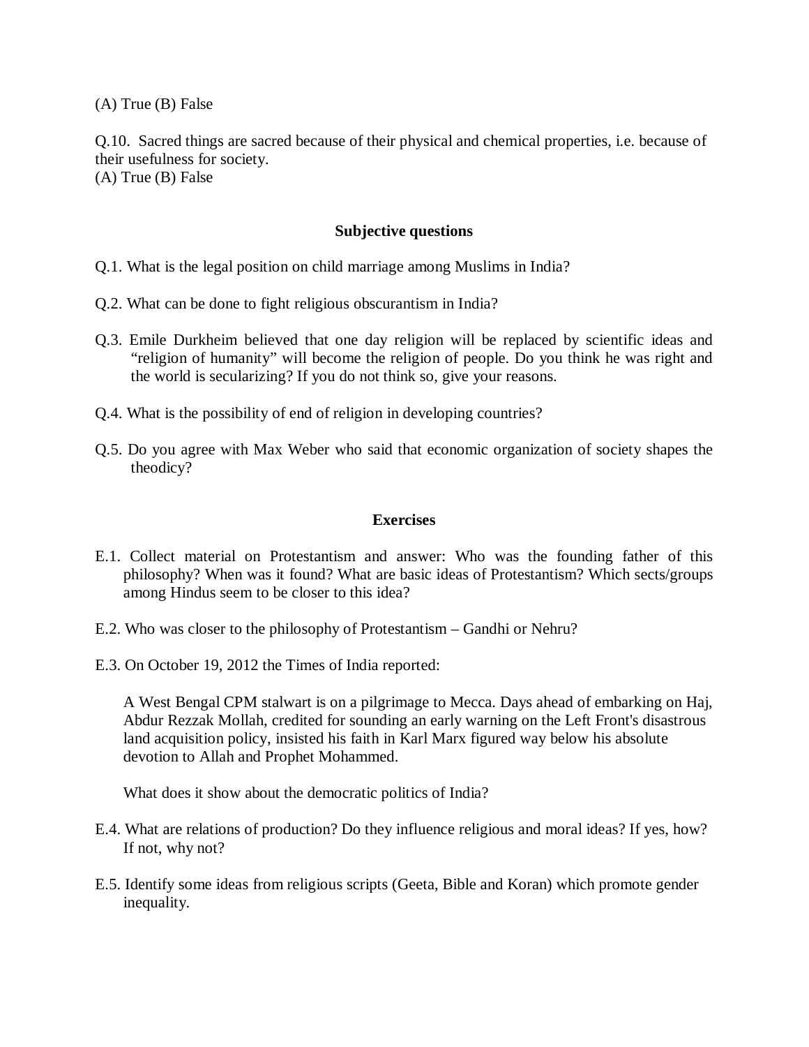(A) True (B) False

Q.10. Sacred things are sacred because of their physical and chemical properties, i.e. because of their usefulness for society.
(A) True (B) False

## Subjective questions

Q.1. What is the legal position on child marriage among Muslims in India?

Q.2. What can be done to fight religious obscurantism in India?

Q.3. Emile Durkheim believed that one day religion will be replaced by scientific ideas and "religion of humanity" will become the religion of people. Do you think he was right and the world is secularizing? If you do not think so, give your reasons.

Q.4. What is the possibility of end of religion in developing countries?

Q.5. Do you agree with Max Weber who said that economic organization of society shapes the theodicy?

## Exercises

E.1. Collect material on Protestantism and answer: Who was the founding father of this philosophy? When was it found? What are basic ideas of Protestantism? Which sects/groups among Hindus seem to be closer to this idea?

E.2. Who was closer to the philosophy of Protestantism – Gandhi or Nehru?

E.3. On October 19, 2012 the Times of India reported:

> A West Bengal CPM stalwart is on a pilgrimage to Mecca. Days ahead of embarking on Haj, Abdur Rezzak Mollah, credited for sounding an early warning on the Left Front's disastrous land acquisition policy, insisted his faith in Karl Marx figured way below his absolute devotion to Allah and Prophet Mohammed.

What does it show about the democratic politics of India?

E.4. What are relations of production? Do they influence religious and moral ideas? If yes, how? If not, why not?

E.5. Identify some ideas from religious scripts (Geeta, Bible and Koran) which promote gender inequality.